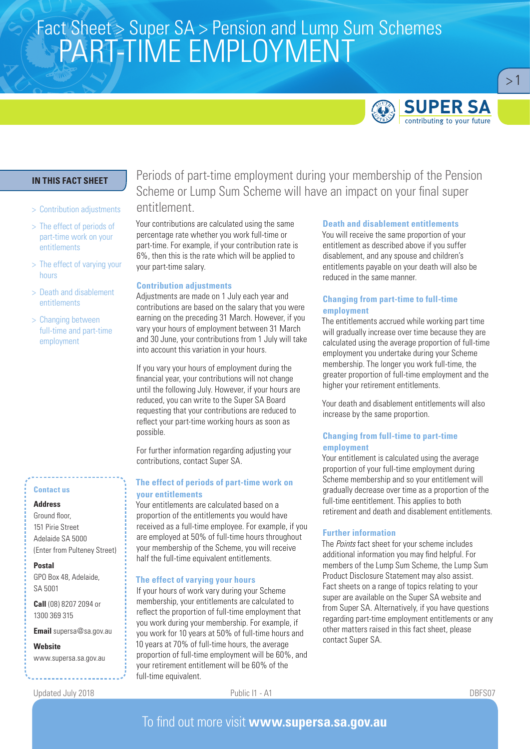Fact Sheet > Super SA > Pension and Lump Sum Schemes

# PART-TIME EMPLOYMENT

**IN THIS FACT SHEET**

- Contribution adjustments
- The effect of periods of part-time work on your entitlements
- The effect of varying your hours
- Death and disablement entitlements
- Changing between full-time and part-time employment

Periods of part-time employment during your membership of the Pension Scheme or Lump Sum Scheme will have an impact on your final super entitlement.

Your contributions are calculated using the same percentage rate whether you work full-time or part-time. For example, if your contribution rate is 6%, then this is the rate which will be applied to your part-time salary.

## Contribution adjustments

Adjustments are made on 1 July each year and contributions are based on the salary that you were earning on the preceding 31 March. However, if you vary your hours of employment between 31 March and 30 June, your contributions from 1 July will take into account this variation in your hours.

If you vary your hours of employment during the financial year, your contributions will not change until the following July. However, if your hours are reduced, you can write to the Super SA Board requesting that your contributions are reduced to reflect your part-time working hours as soon as possible.

For further information regarding adjusting your contributions, contact Super SA.

## The effect of periods of part-time work on your entitlements

Your entitlements are calculated based on a proportion of the entitlements you would have received as a full-time employee. For example, if you are employed at 50% of full-time hours throughout your membership of the Scheme, you will receive half the full-time equivalent entitlements.

## The effect of varying your hours

If your hours of work vary during your Scheme membership, your entitlements are calculated to reflect the proportion of full-time employment that you work during your membership. For example, if you work for 10 years at 50% of full-time hours and 10 years at 70% of full-time hours, the average proportion of full-time employment will be 60%, and your retirement entitlement will be 60% of the full-time equivalent.

## Death and disablement entitlements

You will receive the same proportion of your entitlement as described above if you suffer disablement, and any spouse and children's entitlements payable on your death will also be reduced in the same manner.

## Changing from part-time to full-time employment

The entitlements accrued while working part time will gradually increase over time because they are calculated using the average proportion of full-time employment you undertake during your Scheme membership. The longer you work full-time, the greater proportion of full-time employment and the higher your retirement entitlements.

Your death and disablement entitlements will also increase by the same proportion.

## Changing from full-time to part-time employment

Your entitlement is calculated using the average proportion of your full-time employment during Scheme membership and so your entitlement will gradually decrease over time as a proportion of the full-time eentitlement. This applies to both retirement and death and disablement entitlements.

## Further information

The *Points* fact sheet for your scheme includes additional information you may find helpful. For members of the Lump Sum Scheme, the Lump Sum Product Disclosure Statement may also assist. Fact sheets on a range of topics relating to your super are available on the Super SA website and from Super SA. Alternatively, if you have questions regarding part-time employment entitlements or any other matters raised in this fact sheet, please contact Super SA.

---

**Contact us**

**Address**
Ground floor,
151 Pirie Street
Adelaide SA 5000
(Enter from Pulteney Street)

**Postal**
GPO Box 48, Adelaide,
SA 5001

**Call** (08) 8207 2094 or
1300 369 315

**Email** supersa@sa.gov.au

**Website**
www.supersa.sa.gov.au

Updated July 2018 — Public I1 - A1 — DBFS07

To find out more visit **www.supersa.sa.gov.au**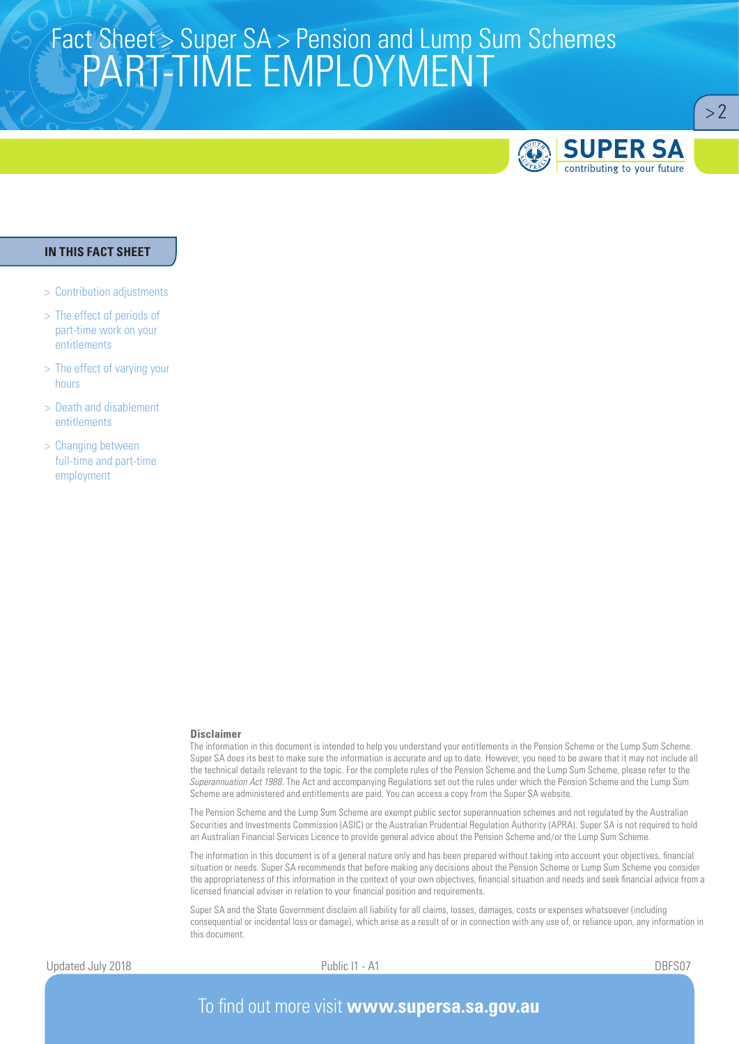# Fact Sheet > Super SA > Pension and Lump Sum Schemes
# PART-TIME EMPLOYMENT

SUPER SA
contributing to your future

## IN THIS FACT SHEET

- > Contribution adjustments
- > The effect of periods of part-time work on your entitlements
- > The effect of varying your hours
- > Death and disablement entitlements
- > Changing between full-time and part-time employment

**Disclaimer**

The information in this document is intended to help you understand your entitlements in the Pension Scheme or the Lump Sum Scheme. Super SA does its best to make sure the information is accurate and up to date. However, you need to be aware that it may not include all the technical details relevant to the topic. For the complete rules of the Pension Scheme and the Lump Sum Scheme, please refer to the *Superannuation Act 1988*. The Act and accompanying Regulations set out the rules under which the Pension Scheme and the Lump Sum Scheme are administered and entitlements are paid. You can access a copy from the Super SA website.

The Pension Scheme and the Lump Sum Scheme are exempt public sector superannuation schemes and not regulated by the Australian Securities and Investments Commission (ASIC) or the Australian Prudential Regulation Authority (APRA). Super SA is not required to hold an Australian Financial Services Licence to provide general advice about the Pension Scheme and/or the Lump Sum Scheme.

The information in this document is of a general nature only and has been prepared without taking into account your objectives, financial situation or needs. Super SA recommends that before making any decisions about the Pension Scheme or Lump Sum Scheme you consider the appropriateness of this information in the context of your own objectives, financial situation and needs and seek financial advice from a licensed financial adviser in relation to your financial position and requirements.

Super SA and the State Government disclaim all liability for all claims, losses, damages, costs or expenses whatsoever (including consequential or incidental loss or damage), which arise as a result of or in connection with any use of, or reliance upon, any information in this document.

Updated July 2018 Public I1 - A1 DBFS07

To find out more visit **www.supersa.sa.gov.au**